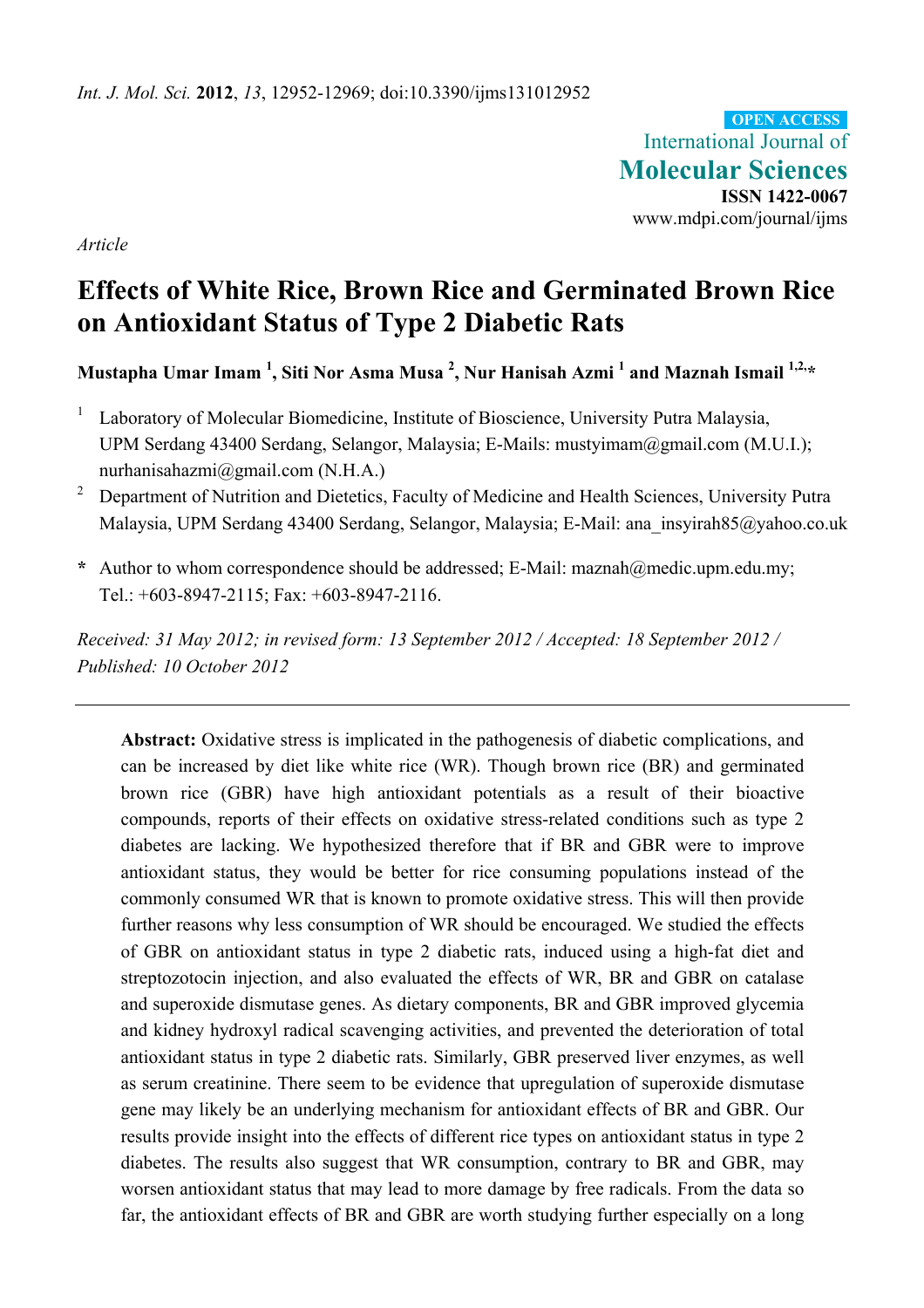*Int. J. Mol. Sci.* **2012**, *13*, 12952-12969; doi:10.3390/ijms131012952

OPEN ACCESS

International Journal of **Molecular Sciences**

**ISSN 1422-0067**

www.mdpi.com/journal/ijms

*Article*

# Effects of White Rice, Brown Rice and Germinated Brown Rice on Antioxidant Status of Type 2 Diabetic Rats

**Mustapha Umar Imam [1], Siti Nor Asma Musa [2], Nur Hanisah Azmi [1] and Maznah Ismail [1,2,*]**

[1] Laboratory of Molecular Biomedicine, Institute of Bioscience, University Putra Malaysia, UPM Serdang 43400 Serdang, Selangor, Malaysia; E-Mails: mustyimam@gmail.com (M.U.I.); nurhanisahazmi@gmail.com (N.H.A.)

[2] Department of Nutrition and Dietetics, Faculty of Medicine and Health Sciences, University Putra Malaysia, UPM Serdang 43400 Serdang, Selangor, Malaysia; E-Mail: ana_insyirah85@yahoo.co.uk

**\*** Author to whom correspondence should be addressed; E-Mail: maznah@medic.upm.edu.my; Tel.: +603-8947-2115; Fax: +603-8947-2116.

*Received: 31 May 2012; in revised form: 13 September 2012 / Accepted: 18 September 2012 / Published: 10 October 2012*

---

**Abstract:** Oxidative stress is implicated in the pathogenesis of diabetic complications, and can be increased by diet like white rice (WR). Though brown rice (BR) and germinated brown rice (GBR) have high antioxidant potentials as a result of their bioactive compounds, reports of their effects on oxidative stress-related conditions such as type 2 diabetes are lacking. We hypothesized therefore that if BR and GBR were to improve antioxidant status, they would be better for rice consuming populations instead of the commonly consumed WR that is known to promote oxidative stress. This will then provide further reasons why less consumption of WR should be encouraged. We studied the effects of GBR on antioxidant status in type 2 diabetic rats, induced using a high-fat diet and streptozotocin injection, and also evaluated the effects of WR, BR and GBR on catalase and superoxide dismutase genes. As dietary components, BR and GBR improved glycemia and kidney hydroxyl radical scavenging activities, and prevented the deterioration of total antioxidant status in type 2 diabetic rats. Similarly, GBR preserved liver enzymes, as well as serum creatinine. There seem to be evidence that upregulation of superoxide dismutase gene may likely be an underlying mechanism for antioxidant effects of BR and GBR. Our results provide insight into the effects of different rice types on antioxidant status in type 2 diabetes. The results also suggest that WR consumption, contrary to BR and GBR, may worsen antioxidant status that may lead to more damage by free radicals. From the data so far, the antioxidant effects of BR and GBR are worth studying further especially on a long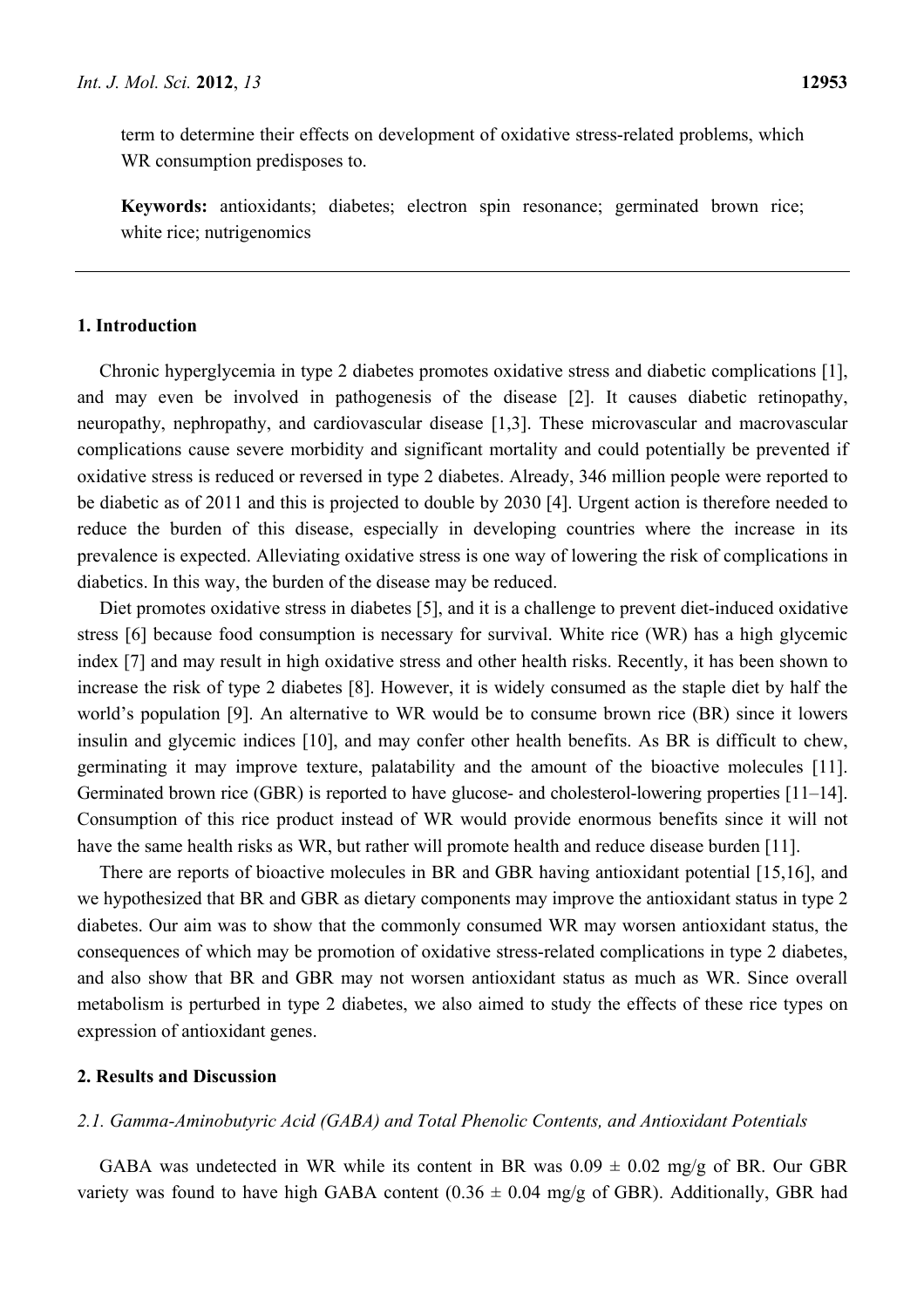term to determine their effects on development of oxidative stress-related problems, which WR consumption predisposes to.

**Keywords:** antioxidants; diabetes; electron spin resonance; germinated brown rice; white rice; nutrigenomics

## 1. Introduction

Chronic hyperglycemia in type 2 diabetes promotes oxidative stress and diabetic complications [1], and may even be involved in pathogenesis of the disease [2]. It causes diabetic retinopathy, neuropathy, nephropathy, and cardiovascular disease [1,3]. These microvascular and macrovascular complications cause severe morbidity and significant mortality and could potentially be prevented if oxidative stress is reduced or reversed in type 2 diabetes. Already, 346 million people were reported to be diabetic as of 2011 and this is projected to double by 2030 [4]. Urgent action is therefore needed to reduce the burden of this disease, especially in developing countries where the increase in its prevalence is expected. Alleviating oxidative stress is one way of lowering the risk of complications in diabetics. In this way, the burden of the disease may be reduced.

Diet promotes oxidative stress in diabetes [5], and it is a challenge to prevent diet-induced oxidative stress [6] because food consumption is necessary for survival. White rice (WR) has a high glycemic index [7] and may result in high oxidative stress and other health risks. Recently, it has been shown to increase the risk of type 2 diabetes [8]. However, it is widely consumed as the staple diet by half the world's population [9]. An alternative to WR would be to consume brown rice (BR) since it lowers insulin and glycemic indices [10], and may confer other health benefits. As BR is difficult to chew, germinating it may improve texture, palatability and the amount of the bioactive molecules [11]. Germinated brown rice (GBR) is reported to have glucose- and cholesterol-lowering properties [11–14]. Consumption of this rice product instead of WR would provide enormous benefits since it will not have the same health risks as WR, but rather will promote health and reduce disease burden [11].

There are reports of bioactive molecules in BR and GBR having antioxidant potential [15,16], and we hypothesized that BR and GBR as dietary components may improve the antioxidant status in type 2 diabetes. Our aim was to show that the commonly consumed WR may worsen antioxidant status, the consequences of which may be promotion of oxidative stress-related complications in type 2 diabetes, and also show that BR and GBR may not worsen antioxidant status as much as WR. Since overall metabolism is perturbed in type 2 diabetes, we also aimed to study the effects of these rice types on expression of antioxidant genes.

## 2. Results and Discussion

### 2.1. Gamma-Aminobutyric Acid (GABA) and Total Phenolic Contents, and Antioxidant Potentials

GABA was undetected in WR while its content in BR was $0.09 \pm 0.02$ mg/g of BR. Our GBR variety was found to have high GABA content ($0.36 \pm 0.04$ mg/g of GBR). Additionally, GBR had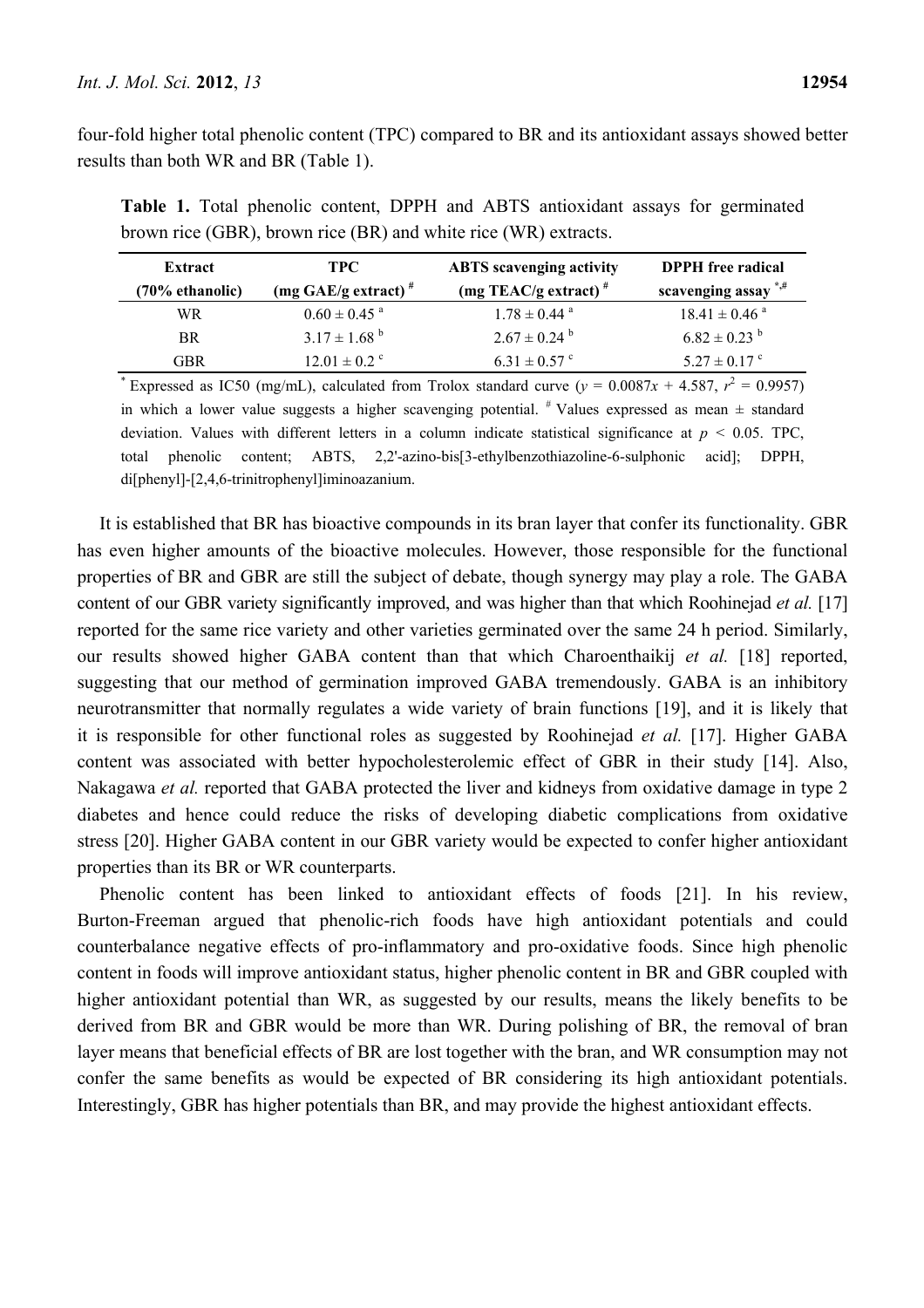four-fold higher total phenolic content (TPC) compared to BR and its antioxidant assays showed better results than both WR and BR (Table 1).

**Table 1.** Total phenolic content, DPPH and ABTS antioxidant assays for germinated brown rice (GBR), brown rice (BR) and white rice (WR) extracts.

| Extract (70% ethanolic) | TPC (mg GAE/g extract) [#] | ABTS scavenging activity (mg TEAC/g extract) [#] | DPPH free radical scavenging assay [*,#] |
|---|---|---|---|
| WR | 0.60 ± 0.45 [a] | 1.78 ± 0.44 [a] | 18.41 ± 0.46 [a] |
| BR | 3.17 ± 1.68 [b] | 2.67 ± 0.24 [b] | 6.82 ± 0.23 [b] |
| GBR | 12.01 ± 0.2 [c] | 6.31 ± 0.57 [c] | 5.27 ± 0.17 [c] |

[*] Expressed as IC50 (mg/mL), calculated from Trolox standard curve ($y = 0.0087x + 4.587$, $r^2 = 0.9957$) in which a lower value suggests a higher scavenging potential. [#] Values expressed as mean ± standard deviation. Values with different letters in a column indicate statistical significance at $p < 0.05$. TPC, total phenolic content; ABTS, 2,2'-azino-bis[3-ethylbenzothiazoline-6-sulphonic acid]; DPPH, di[phenyl]-[2,4,6-trinitrophenyl]iminoazanium.

It is established that BR has bioactive compounds in its bran layer that confer its functionality. GBR has even higher amounts of the bioactive molecules. However, those responsible for the functional properties of BR and GBR are still the subject of debate, though synergy may play a role. The GABA content of our GBR variety significantly improved, and was higher than that which Roohinejad *et al.* [17] reported for the same rice variety and other varieties germinated over the same 24 h period. Similarly, our results showed higher GABA content than that which Charoenthaikij *et al.* [18] reported, suggesting that our method of germination improved GABA tremendously. GABA is an inhibitory neurotransmitter that normally regulates a wide variety of brain functions [19], and it is likely that it is responsible for other functional roles as suggested by Roohinejad *et al.* [17]. Higher GABA content was associated with better hypocholesterolemic effect of GBR in their study [14]. Also, Nakagawa *et al.* reported that GABA protected the liver and kidneys from oxidative damage in type 2 diabetes and hence could reduce the risks of developing diabetic complications from oxidative stress [20]. Higher GABA content in our GBR variety would be expected to confer higher antioxidant properties than its BR or WR counterparts.

Phenolic content has been linked to antioxidant effects of foods [21]. In his review, Burton-Freeman argued that phenolic-rich foods have high antioxidant potentials and could counterbalance negative effects of pro-inflammatory and pro-oxidative foods. Since high phenolic content in foods will improve antioxidant status, higher phenolic content in BR and GBR coupled with higher antioxidant potential than WR, as suggested by our results, means the likely benefits to be derived from BR and GBR would be more than WR. During polishing of BR, the removal of bran layer means that beneficial effects of BR are lost together with the bran, and WR consumption may not confer the same benefits as would be expected of BR considering its high antioxidant potentials. Interestingly, GBR has higher potentials than BR, and may provide the highest antioxidant effects.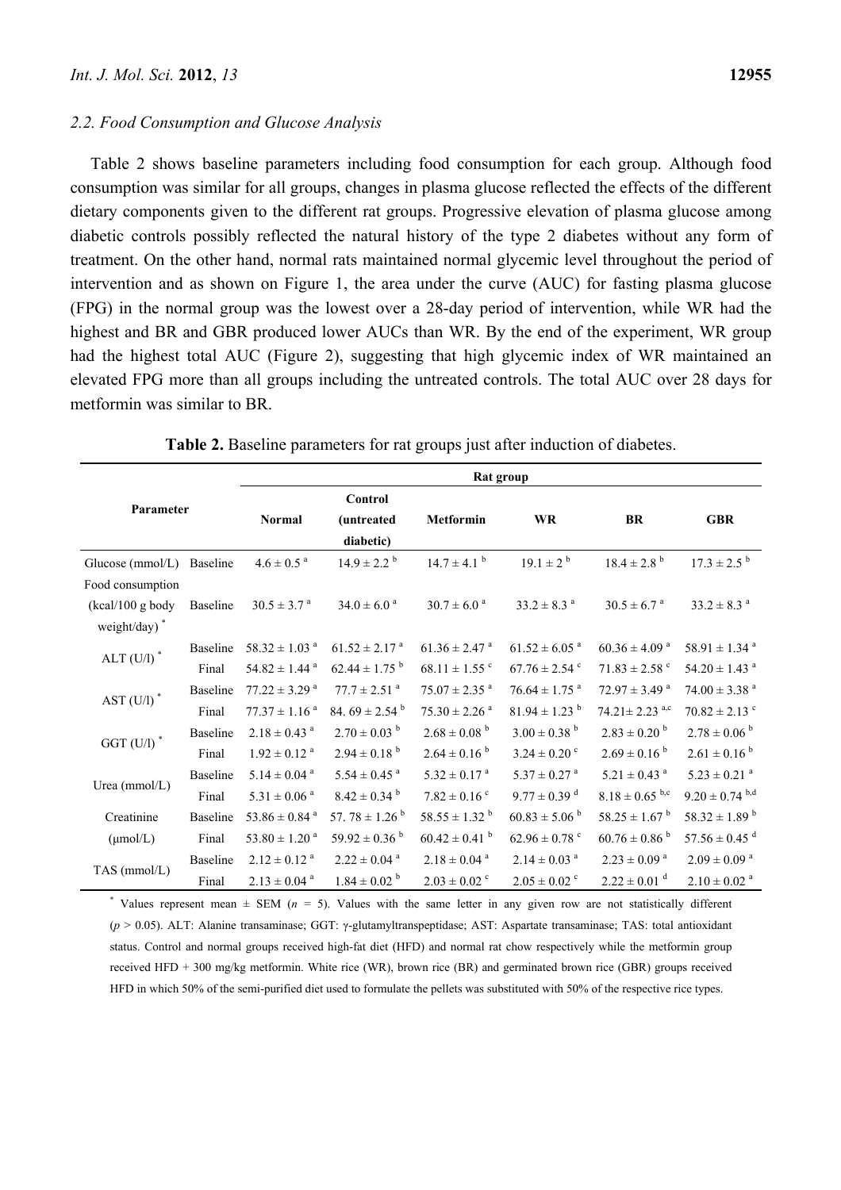### 2.2. Food Consumption and Glucose Analysis

Table 2 shows baseline parameters including food consumption for each group. Although food consumption was similar for all groups, changes in plasma glucose reflected the effects of the different dietary components given to the different rat groups. Progressive elevation of plasma glucose among diabetic controls possibly reflected the natural history of the type 2 diabetes without any form of treatment. On the other hand, normal rats maintained normal glycemic level throughout the period of intervention and as shown on Figure 1, the area under the curve (AUC) for fasting plasma glucose (FPG) in the normal group was the lowest over a 28-day period of intervention, while WR had the highest and BR and GBR produced lower AUCs than WR. By the end of the experiment, WR group had the highest total AUC (Figure 2), suggesting that high glycemic index of WR maintained an elevated FPG more than all groups including the untreated controls. The total AUC over 28 days for metformin was similar to BR.

**Table 2.** Baseline parameters for rat groups just after induction of diabetes.

| Parameter | | Rat group | | | | | |
|---|---|---|---|---|---|---|---|
| | | Normal | Control (untreated diabetic) | Metformin | WR | BR | GBR |
| Glucose (mmol/L) | Baseline | $4.6 \pm 0.5$ [a] | $14.9 \pm 2.2$ [b] | $14.7 \pm 4.1$ [b] | $19.1 \pm 2$ [b] | $18.4 \pm 2.8$ [b] | $17.3 \pm 2.5$ [b] |
| Food consumption (kcal/100 g body weight/day) * | Baseline | $30.5 \pm 3.7$ [a] | $34.0 \pm 6.0$ [a] | $30.7 \pm 6.0$ [a] | $33.2 \pm 8.3$ [a] | $30.5 \pm 6.7$ [a] | $33.2 \pm 8.3$ [a] |
| ALT (U/l) * | Baseline | $58.32 \pm 1.03$ [a] | $61.52 \pm 2.17$ [a] | $61.36 \pm 2.47$ [a] | $61.52 \pm 6.05$ [a] | $60.36 \pm 4.09$ [a] | $58.91 \pm 1.34$ [a] |
| | Final | $54.82 \pm 1.44$ [a] | $62.44 \pm 1.75$ [b] | $68.11 \pm 1.55$ [c] | $67.76 \pm 2.54$ [c] | $71.83 \pm 2.58$ [c] | $54.20 \pm 1.43$ [a] |
| AST (U/l) * | Baseline | $77.22 \pm 3.29$ [a] | $77.7 \pm 2.51$ [a] | $75.07 \pm 2.35$ [a] | $76.64 \pm 1.75$ [a] | $72.97 \pm 3.49$ [a] | $74.00 \pm 3.38$ [a] |
| | Final | $77.37 \pm 1.16$ [a] | $84.69 \pm 2.54$ [b] | $75.30 \pm 2.26$ [a] | $81.94 \pm 1.23$ [b] | $74.21 \pm 2.23$ [a,c] | $70.82 \pm 2.13$ [c] |
| GGT (U/l) * | Baseline | $2.18 \pm 0.43$ [a] | $2.70 \pm 0.03$ [b] | $2.68 \pm 0.08$ [b] | $3.00 \pm 0.38$ [b] | $2.83 \pm 0.20$ [b] | $2.78 \pm 0.06$ [b] |
| | Final | $1.92 \pm 0.12$ [a] | $2.94 \pm 0.18$ [b] | $2.64 \pm 0.16$ [b] | $3.24 \pm 0.20$ [c] | $2.69 \pm 0.16$ [b] | $2.61 \pm 0.16$ [b] |
| Urea (mmol/L) | Baseline | $5.14 \pm 0.04$ [a] | $5.54 \pm 0.45$ [a] | $5.32 \pm 0.17$ [a] | $5.37 \pm 0.27$ [a] | $5.21 \pm 0.43$ [a] | $5.23 \pm 0.21$ [a] |
| | Final | $5.31 \pm 0.06$ [a] | $8.42 \pm 0.34$ [b] | $7.82 \pm 0.16$ [c] | $9.77 \pm 0.39$ [d] | $8.18 \pm 0.65$ [b,c] | $9.20 \pm 0.74$ [b,d] |
| Creatinine (μmol/L) | Baseline | $53.86 \pm 0.84$ [a] | $57.78 \pm 1.26$ [b] | $58.55 \pm 1.32$ [b] | $60.83 \pm 5.06$ [b] | $58.25 \pm 1.67$ [b] | $58.32 \pm 1.89$ [b] |
| | Final | $53.80 \pm 1.20$ [a] | $59.92 \pm 0.36$ [b] | $60.42 \pm 0.41$ [b] | $62.96 \pm 0.78$ [c] | $60.76 \pm 0.86$ [b] | $57.56 \pm 0.45$ [d] |
| TAS (mmol/L) | Baseline | $2.12 \pm 0.12$ [a] | $2.22 \pm 0.04$ [a] | $2.18 \pm 0.04$ [a] | $2.14 \pm 0.03$ [a] | $2.23 \pm 0.09$ [a] | $2.09 \pm 0.09$ [a] |
| | Final | $2.13 \pm 0.04$ [a] | $1.84 \pm 0.02$ [b] | $2.03 \pm 0.02$ [c] | $2.05 \pm 0.02$ [c] | $2.22 \pm 0.01$ [d] | $2.10 \pm 0.02$ [a] |

* Values represent mean ± SEM ($n = 5$). Values with the same letter in any given row are not statistically different ($p > 0.05$). ALT: Alanine transaminase; GGT: γ-glutamyltranspeptidase; AST: Aspartate transaminase; TAS: total antioxidant status. Control and normal groups received high-fat diet (HFD) and normal rat chow respectively while the metformin group received HFD + 300 mg/kg metformin. White rice (WR), brown rice (BR) and germinated brown rice (GBR) groups received HFD in which 50% of the semi-purified diet used to formulate the pellets was substituted with 50% of the respective rice types.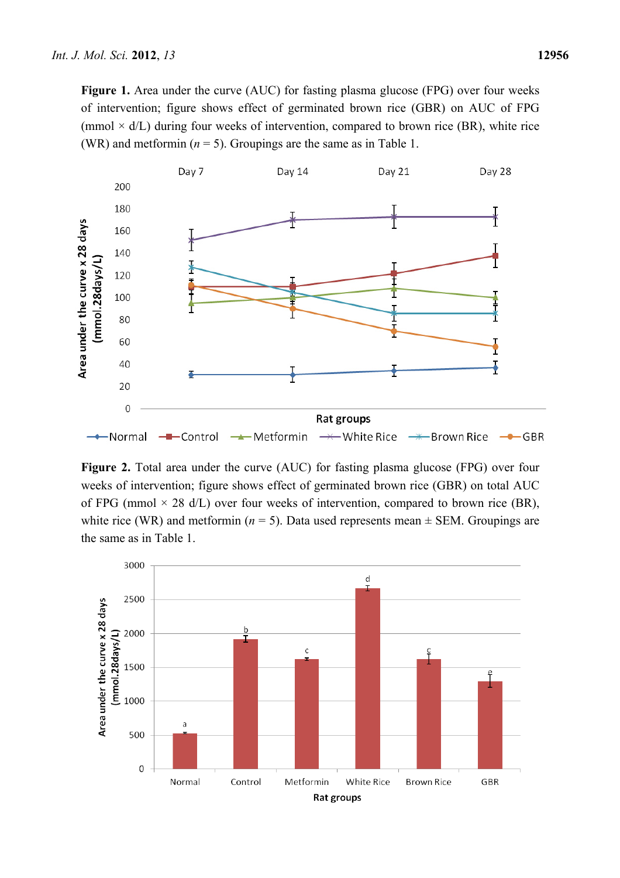**Figure 1.** Area under the curve (AUC) for fasting plasma glucose (FPG) over four weeks of intervention; figure shows effect of germinated brown rice (GBR) on AUC of FPG (mmol × d/L) during four weeks of intervention, compared to brown rice (BR), white rice (WR) and metformin ($n$ = 5). Groupings are the same as in Table 1.

**Figure 2.** Total area under the curve (AUC) for fasting plasma glucose (FPG) over four weeks of intervention; figure shows effect of germinated brown rice (GBR) on total AUC of FPG (mmol × 28 d/L) over four weeks of intervention, compared to brown rice (BR), white rice (WR) and metformin ($n$ = 5). Data used represents mean ± SEM. Groupings are the same as in Table 1.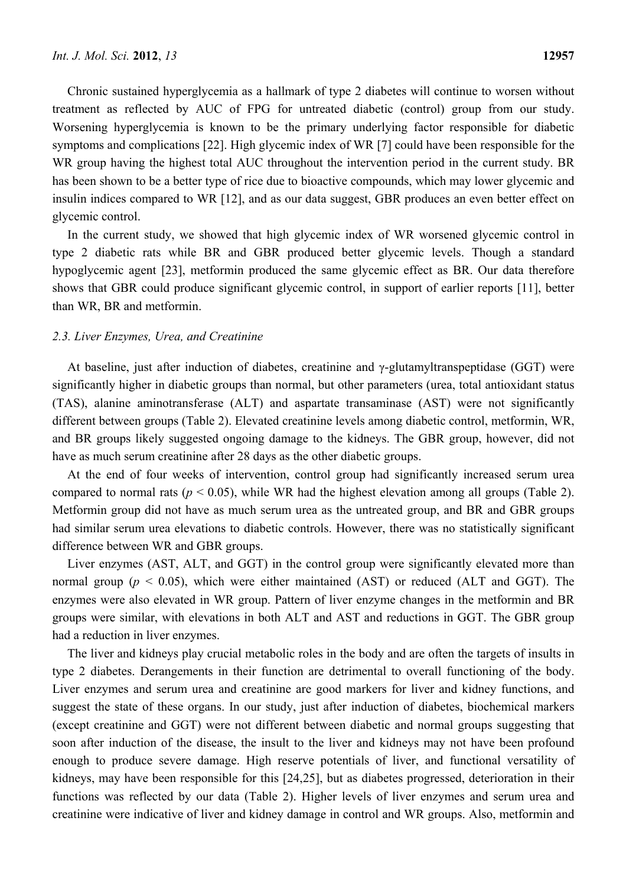Chronic sustained hyperglycemia as a hallmark of type 2 diabetes will continue to worsen without treatment as reflected by AUC of FPG for untreated diabetic (control) group from our study. Worsening hyperglycemia is known to be the primary underlying factor responsible for diabetic symptoms and complications [22]. High glycemic index of WR [7] could have been responsible for the WR group having the highest total AUC throughout the intervention period in the current study. BR has been shown to be a better type of rice due to bioactive compounds, which may lower glycemic and insulin indices compared to WR [12], and as our data suggest, GBR produces an even better effect on glycemic control.

In the current study, we showed that high glycemic index of WR worsened glycemic control in type 2 diabetic rats while BR and GBR produced better glycemic levels. Though a standard hypoglycemic agent [23], metformin produced the same glycemic effect as BR. Our data therefore shows that GBR could produce significant glycemic control, in support of earlier reports [11], better than WR, BR and metformin.

### 2.3. Liver Enzymes, Urea, and Creatinine

At baseline, just after induction of diabetes, creatinine and γ-glutamyltranspeptidase (GGT) were significantly higher in diabetic groups than normal, but other parameters (urea, total antioxidant status (TAS), alanine aminotransferase (ALT) and aspartate transaminase (AST) were not significantly different between groups (Table 2). Elevated creatinine levels among diabetic control, metformin, WR, and BR groups likely suggested ongoing damage to the kidneys. The GBR group, however, did not have as much serum creatinine after 28 days as the other diabetic groups.

At the end of four weeks of intervention, control group had significantly increased serum urea compared to normal rats ($p < 0.05$), while WR had the highest elevation among all groups (Table 2). Metformin group did not have as much serum urea as the untreated group, and BR and GBR groups had similar serum urea elevations to diabetic controls. However, there was no statistically significant difference between WR and GBR groups.

Liver enzymes (AST, ALT, and GGT) in the control group were significantly elevated more than normal group ($p < 0.05$), which were either maintained (AST) or reduced (ALT and GGT). The enzymes were also elevated in WR group. Pattern of liver enzyme changes in the metformin and BR groups were similar, with elevations in both ALT and AST and reductions in GGT. The GBR group had a reduction in liver enzymes.

The liver and kidneys play crucial metabolic roles in the body and are often the targets of insults in type 2 diabetes. Derangements in their function are detrimental to overall functioning of the body. Liver enzymes and serum urea and creatinine are good markers for liver and kidney functions, and suggest the state of these organs. In our study, just after induction of diabetes, biochemical markers (except creatinine and GGT) were not different between diabetic and normal groups suggesting that soon after induction of the disease, the insult to the liver and kidneys may not have been profound enough to produce severe damage. High reserve potentials of liver, and functional versatility of kidneys, may have been responsible for this [24,25], but as diabetes progressed, deterioration in their functions was reflected by our data (Table 2). Higher levels of liver enzymes and serum urea and creatinine were indicative of liver and kidney damage in control and WR groups. Also, metformin and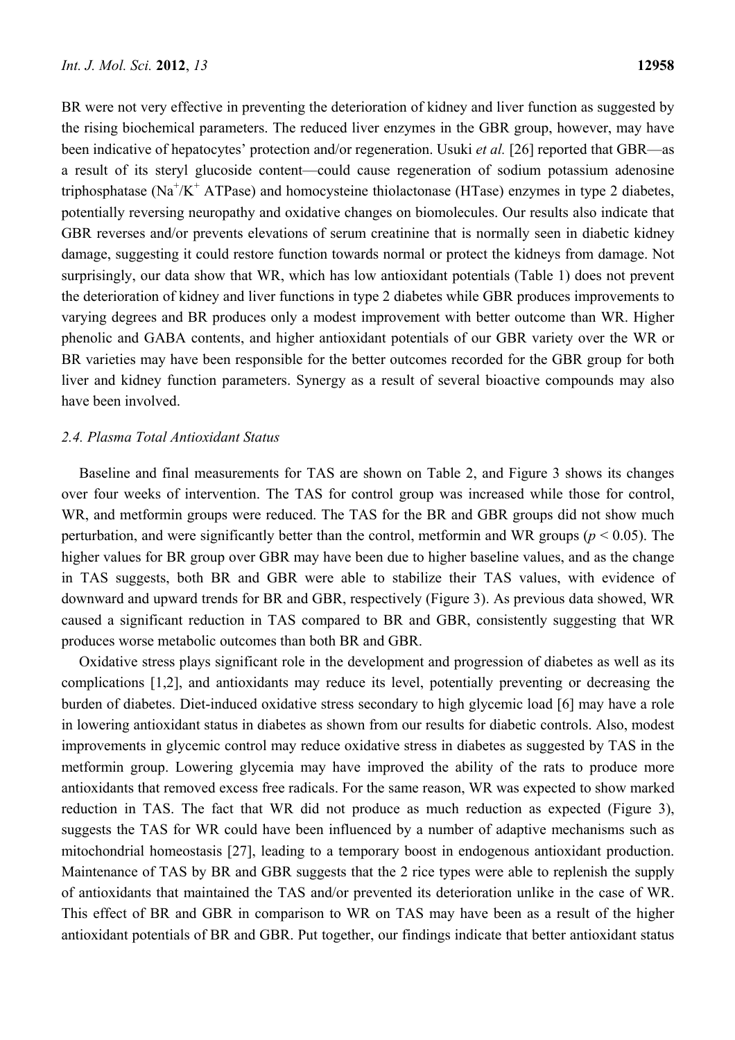BR were not very effective in preventing the deterioration of kidney and liver function as suggested by the rising biochemical parameters. The reduced liver enzymes in the GBR group, however, may have been indicative of hepatocytes' protection and/or regeneration. Usuki *et al.* [26] reported that GBR—as a result of its steryl glucoside content—could cause regeneration of sodium potassium adenosine triphosphatase ($Na^+/K^+$ ATPase) and homocysteine thiolactonase (HTase) enzymes in type 2 diabetes, potentially reversing neuropathy and oxidative changes on biomolecules. Our results also indicate that GBR reverses and/or prevents elevations of serum creatinine that is normally seen in diabetic kidney damage, suggesting it could restore function towards normal or protect the kidneys from damage. Not surprisingly, our data show that WR, which has low antioxidant potentials (Table 1) does not prevent the deterioration of kidney and liver functions in type 2 diabetes while GBR produces improvements to varying degrees and BR produces only a modest improvement with better outcome than WR. Higher phenolic and GABA contents, and higher antioxidant potentials of our GBR variety over the WR or BR varieties may have been responsible for the better outcomes recorded for the GBR group for both liver and kidney function parameters. Synergy as a result of several bioactive compounds may also have been involved.

### 2.4. Plasma Total Antioxidant Status

Baseline and final measurements for TAS are shown on Table 2, and Figure 3 shows its changes over four weeks of intervention. The TAS for control group was increased while those for control, WR, and metformin groups were reduced. The TAS for the BR and GBR groups did not show much perturbation, and were significantly better than the control, metformin and WR groups ($p < 0.05$). The higher values for BR group over GBR may have been due to higher baseline values, and as the change in TAS suggests, both BR and GBR were able to stabilize their TAS values, with evidence of downward and upward trends for BR and GBR, respectively (Figure 3). As previous data showed, WR caused a significant reduction in TAS compared to BR and GBR, consistently suggesting that WR produces worse metabolic outcomes than both BR and GBR.

Oxidative stress plays significant role in the development and progression of diabetes as well as its complications [1,2], and antioxidants may reduce its level, potentially preventing or decreasing the burden of diabetes. Diet-induced oxidative stress secondary to high glycemic load [6] may have a role in lowering antioxidant status in diabetes as shown from our results for diabetic controls. Also, modest improvements in glycemic control may reduce oxidative stress in diabetes as suggested by TAS in the metformin group. Lowering glycemia may have improved the ability of the rats to produce more antioxidants that removed excess free radicals. For the same reason, WR was expected to show marked reduction in TAS. The fact that WR did not produce as much reduction as expected (Figure 3), suggests the TAS for WR could have been influenced by a number of adaptive mechanisms such as mitochondrial homeostasis [27], leading to a temporary boost in endogenous antioxidant production. Maintenance of TAS by BR and GBR suggests that the 2 rice types were able to replenish the supply of antioxidants that maintained the TAS and/or prevented its deterioration unlike in the case of WR. This effect of BR and GBR in comparison to WR on TAS may have been as a result of the higher antioxidant potentials of BR and GBR. Put together, our findings indicate that better antioxidant status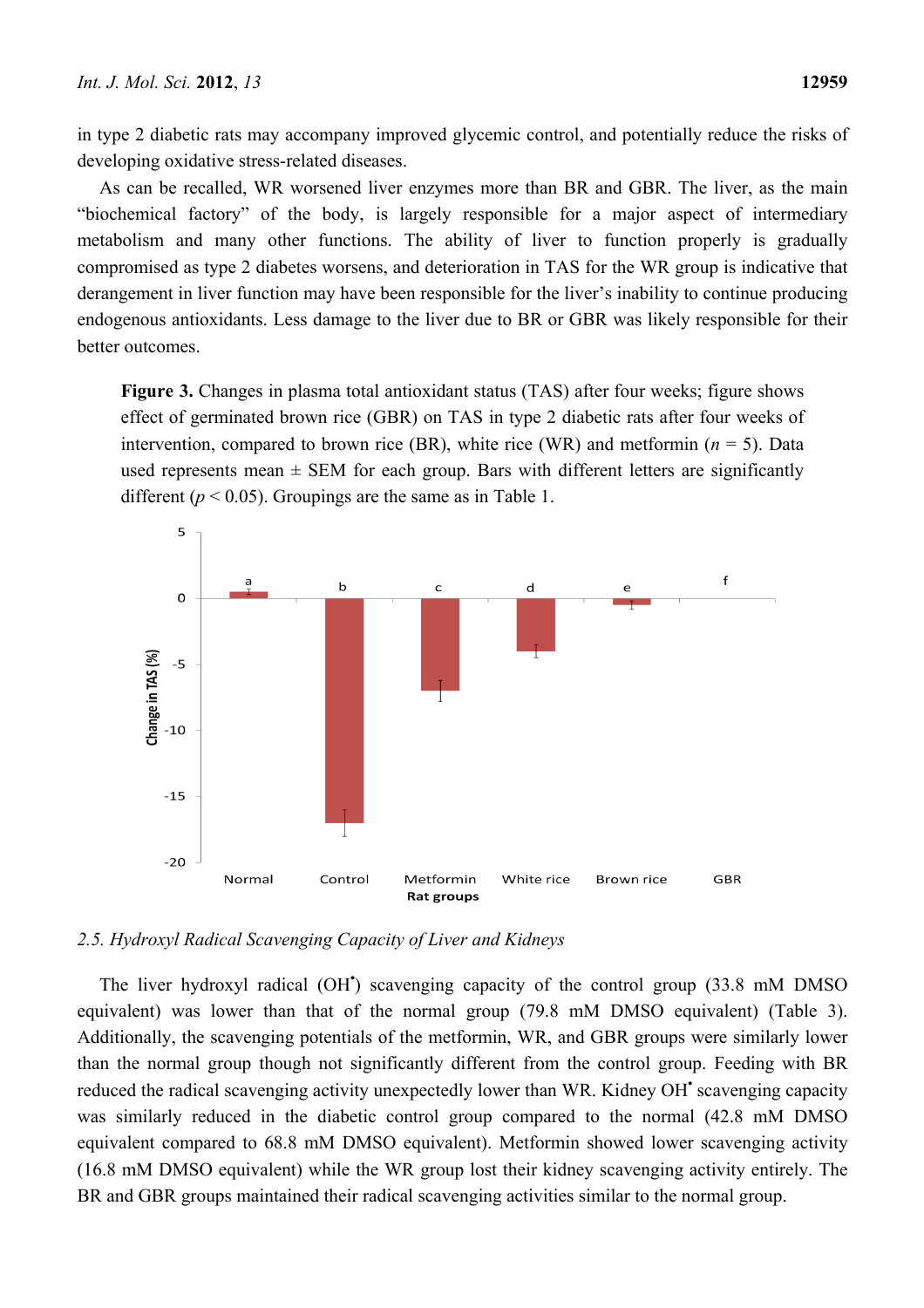in type 2 diabetic rats may accompany improved glycemic control, and potentially reduce the risks of developing oxidative stress-related diseases.

As can be recalled, WR worsened liver enzymes more than BR and GBR. The liver, as the main "biochemical factory" of the body, is largely responsible for a major aspect of intermediary metabolism and many other functions. The ability of liver to function properly is gradually compromised as type 2 diabetes worsens, and deterioration in TAS for the WR group is indicative that derangement in liver function may have been responsible for the liver's inability to continue producing endogenous antioxidants. Less damage to the liver due to BR or GBR was likely responsible for their better outcomes.

**Figure 3.** Changes in plasma total antioxidant status (TAS) after four weeks; figure shows effect of germinated brown rice (GBR) on TAS in type 2 diabetic rats after four weeks of intervention, compared to brown rice (BR), white rice (WR) and metformin ($n$ = 5). Data used represents mean ± SEM for each group. Bars with different letters are significantly different ($p$ < 0.05). Groupings are the same as in Table 1.

*2.5. Hydroxyl Radical Scavenging Capacity of Liver and Kidneys*

The liver hydroxyl radical ($OH^{\bullet}$) scavenging capacity of the control group (33.8 mM DMSO equivalent) was lower than that of the normal group (79.8 mM DMSO equivalent) (Table 3). Additionally, the scavenging potentials of the metformin, WR, and GBR groups were similarly lower than the normal group though not significantly different from the control group. Feeding with BR reduced the radical scavenging activity unexpectedly lower than WR. Kidney $OH^{\bullet}$ scavenging capacity was similarly reduced in the diabetic control group compared to the normal (42.8 mM DMSO equivalent compared to 68.8 mM DMSO equivalent). Metformin showed lower scavenging activity (16.8 mM DMSO equivalent) while the WR group lost their kidney scavenging activity entirely. The BR and GBR groups maintained their radical scavenging activities similar to the normal group.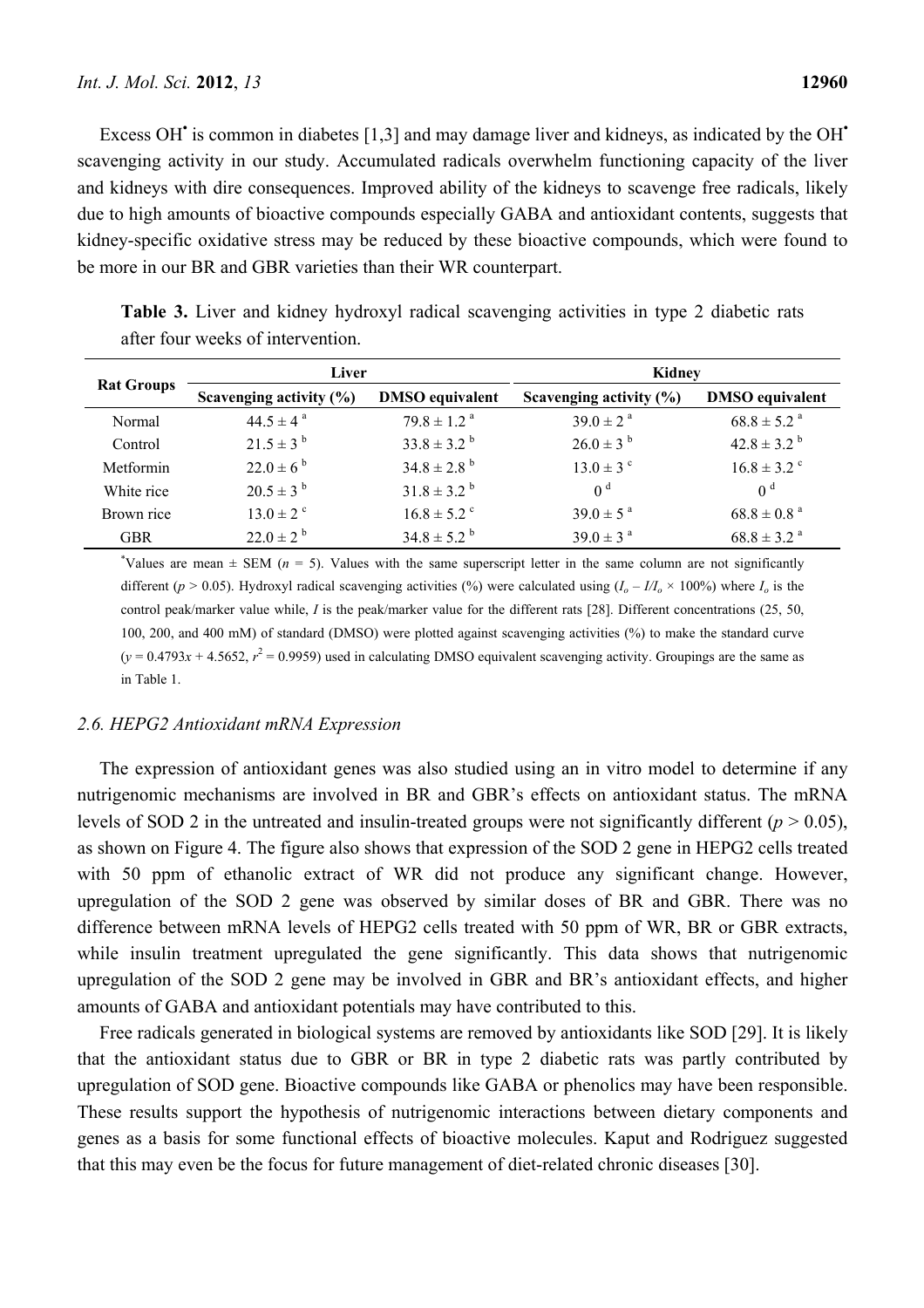Excess $OH^•$ is common in diabetes [1,3] and may damage liver and kidneys, as indicated by the $OH^•$ scavenging activity in our study. Accumulated radicals overwhelm functioning capacity of the liver and kidneys with dire consequences. Improved ability of the kidneys to scavenge free radicals, likely due to high amounts of bioactive compounds especially GABA and antioxidant contents, suggests that kidney-specific oxidative stress may be reduced by these bioactive compounds, which were found to be more in our BR and GBR varieties than their WR counterpart.

**Table 3.** Liver and kidney hydroxyl radical scavenging activities in type 2 diabetic rats after four weeks of intervention.

| Rat Groups | Liver | | Kidney | |
|---|---|---|---|---|
| | Scavenging activity (%) | DMSO equivalent | Scavenging activity (%) | DMSO equivalent |
| Normal | $44.5 \pm 4$ [a] | $79.8 \pm 1.2$ [a] | $39.0 \pm 2$ [a] | $68.8 \pm 5.2$ [a] |
| Control | $21.5 \pm 3$ [b] | $33.8 \pm 3.2$ [b] | $26.0 \pm 3$ [b] | $42.8 \pm 3.2$ [b] |
| Metformin | $22.0 \pm 6$ [b] | $34.8 \pm 2.8$ [b] | $13.0 \pm 3$ [c] | $16.8 \pm 3.2$ [c] |
| White rice | $20.5 \pm 3$ [b] | $31.8 \pm 3.2$ [b] | 0 [d] | 0 [d] |
| Brown rice | $13.0 \pm 2$ [c] | $16.8 \pm 5.2$ [c] | $39.0 \pm 5$ [a] | $68.8 \pm 0.8$ [a] |
| GBR | $22.0 \pm 2$ [b] | $34.8 \pm 5.2$ [b] | $39.0 \pm 3$ [a] | $68.8 \pm 3.2$ [a] |

*Values are mean ± SEM ($n$ = 5). Values with the same superscript letter in the same column are not significantly different ($p > 0.05$). Hydroxyl radical scavenging activities (%) were calculated using ($I_o - I/I_o \times 100\%$) where $I_o$ is the control peak/marker value while, $I$ is the peak/marker value for the different rats [28]. Different concentrations (25, 50, 100, 200, and 400 mM) of standard (DMSO) were plotted against scavenging activities (%) to make the standard curve ($y = 0.4793x + 4.5652$, $r^2 = 0.9959$) used in calculating DMSO equivalent scavenging activity. Groupings are the same as in Table 1.

### 2.6. HEPG2 Antioxidant mRNA Expression

The expression of antioxidant genes was also studied using an in vitro model to determine if any nutrigenomic mechanisms are involved in BR and GBR's effects on antioxidant status. The mRNA levels of SOD 2 in the untreated and insulin-treated groups were not significantly different ($p > 0.05$), as shown on Figure 4. The figure also shows that expression of the SOD 2 gene in HEPG2 cells treated with 50 ppm of ethanolic extract of WR did not produce any significant change. However, upregulation of the SOD 2 gene was observed by similar doses of BR and GBR. There was no difference between mRNA levels of HEPG2 cells treated with 50 ppm of WR, BR or GBR extracts, while insulin treatment upregulated the gene significantly. This data shows that nutrigenomic upregulation of the SOD 2 gene may be involved in GBR and BR's antioxidant effects, and higher amounts of GABA and antioxidant potentials may have contributed to this.

Free radicals generated in biological systems are removed by antioxidants like SOD [29]. It is likely that the antioxidant status due to GBR or BR in type 2 diabetic rats was partly contributed by upregulation of SOD gene. Bioactive compounds like GABA or phenolics may have been responsible. These results support the hypothesis of nutrigenomic interactions between dietary components and genes as a basis for some functional effects of bioactive molecules. Kaput and Rodriguez suggested that this may even be the focus for future management of diet-related chronic diseases [30].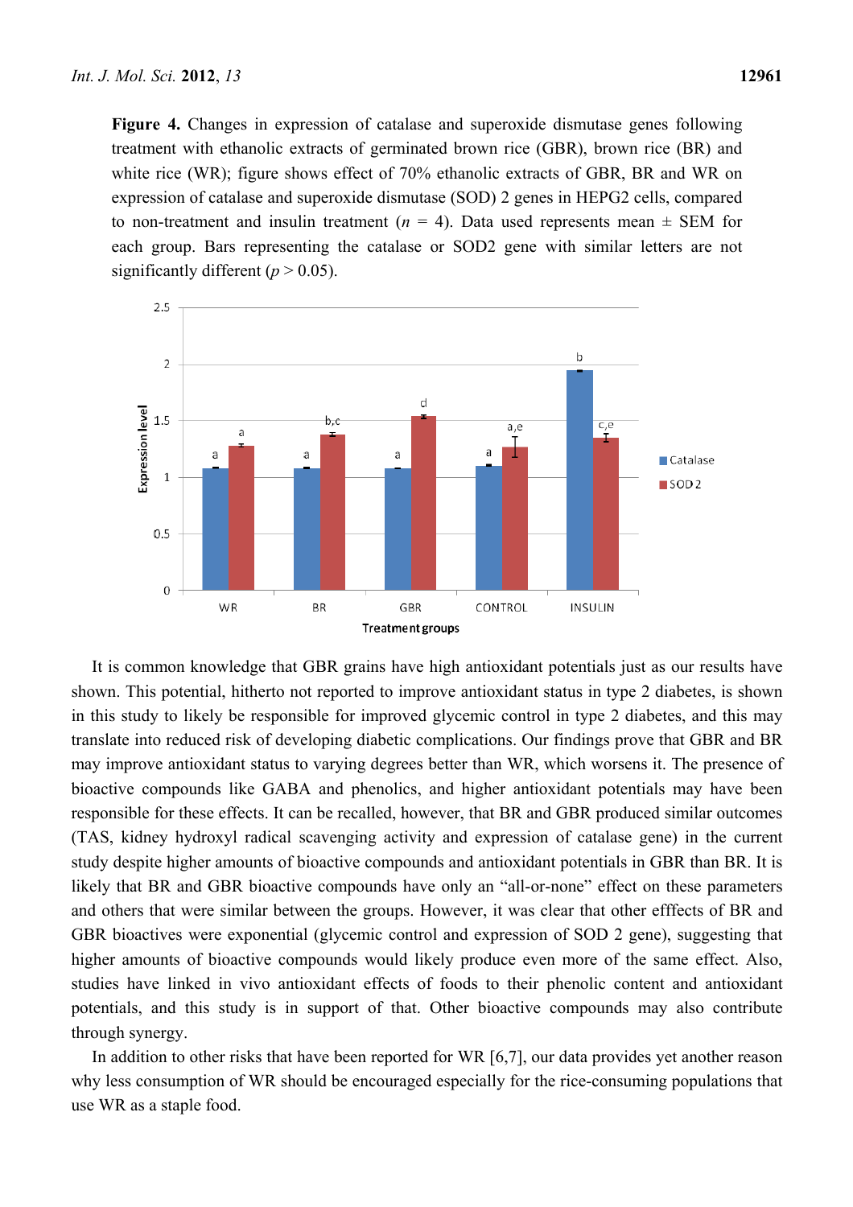**Figure 4.** Changes in expression of catalase and superoxide dismutase genes following treatment with ethanolic extracts of germinated brown rice (GBR), brown rice (BR) and white rice (WR); figure shows effect of 70% ethanolic extracts of GBR, BR and WR on expression of catalase and superoxide dismutase (SOD) 2 genes in HEPG2 cells, compared to non-treatment and insulin treatment ($n$ = 4). Data used represents mean ± SEM for each group. Bars representing the catalase or SOD2 gene with similar letters are not significantly different ($p > 0.05$).

It is common knowledge that GBR grains have high antioxidant potentials just as our results have shown. This potential, hitherto not reported to improve antioxidant status in type 2 diabetes, is shown in this study to likely be responsible for improved glycemic control in type 2 diabetes, and this may translate into reduced risk of developing diabetic complications. Our findings prove that GBR and BR may improve antioxidant status to varying degrees better than WR, which worsens it. The presence of bioactive compounds like GABA and phenolics, and higher antioxidant potentials may have been responsible for these effects. It can be recalled, however, that BR and GBR produced similar outcomes (TAS, kidney hydroxyl radical scavenging activity and expression of catalase gene) in the current study despite higher amounts of bioactive compounds and antioxidant potentials in GBR than BR. It is likely that BR and GBR bioactive compounds have only an "all-or-none" effect on these parameters and others that were similar between the groups. However, it was clear that other efffects of BR and GBR bioactives were exponential (glycemic control and expression of SOD 2 gene), suggesting that higher amounts of bioactive compounds would likely produce even more of the same effect. Also, studies have linked in vivo antioxidant effects of foods to their phenolic content and antioxidant potentials, and this study is in support of that. Other bioactive compounds may also contribute through synergy.

In addition to other risks that have been reported for WR [6,7], our data provides yet another reason why less consumption of WR should be encouraged especially for the rice-consuming populations that use WR as a staple food.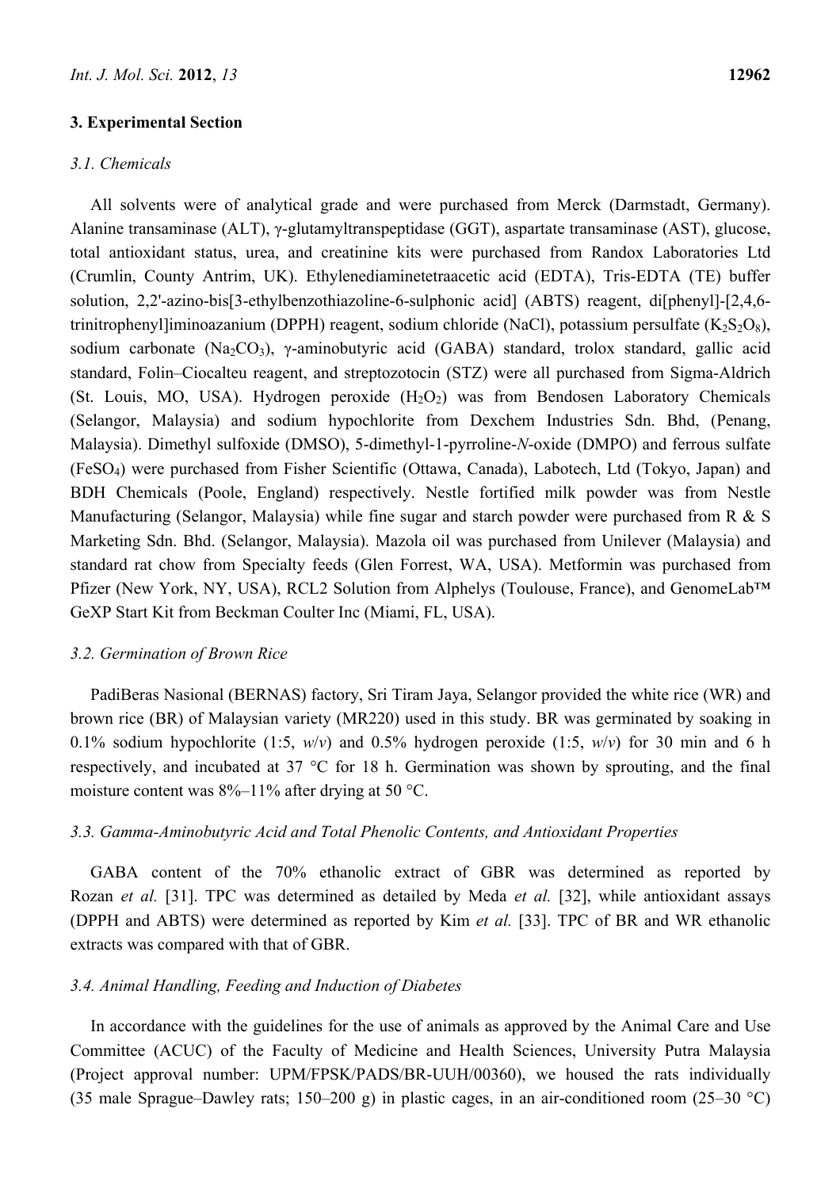## 3. Experimental Section

### 3.1. Chemicals

All solvents were of analytical grade and were purchased from Merck (Darmstadt, Germany). Alanine transaminase (ALT), γ-glutamyltranspeptidase (GGT), aspartate transaminase (AST), glucose, total antioxidant status, urea, and creatinine kits were purchased from Randox Laboratories Ltd (Crumlin, County Antrim, UK). Ethylenediaminetetraacetic acid (EDTA), Tris-EDTA (TE) buffer solution, 2,2'-azino-bis[3-ethylbenzothiazoline-6-sulphonic acid] (ABTS) reagent, di[phenyl]-[2,4,6-trinitrophenyl]iminoazanium (DPPH) reagent, sodium chloride (NaCl), potassium persulfate ($K_2S_2O_8$), sodium carbonate ($Na_2CO_3$), γ-aminobutyric acid (GABA) standard, trolox standard, gallic acid standard, Folin–Ciocalteu reagent, and streptozotocin (STZ) were all purchased from Sigma-Aldrich (St. Louis, MO, USA). Hydrogen peroxide ($H_2O_2$) was from Bendosen Laboratory Chemicals (Selangor, Malaysia) and sodium hypochlorite from Dexchem Industries Sdn. Bhd, (Penang, Malaysia). Dimethyl sulfoxide (DMSO), 5-dimethyl-1-pyrroline-*N*-oxide (DMPO) and ferrous sulfate ($FeSO_4$) were purchased from Fisher Scientific (Ottawa, Canada), Labotech, Ltd (Tokyo, Japan) and BDH Chemicals (Poole, England) respectively. Nestle fortified milk powder was from Nestle Manufacturing (Selangor, Malaysia) while fine sugar and starch powder were purchased from R & S Marketing Sdn. Bhd. (Selangor, Malaysia). Mazola oil was purchased from Unilever (Malaysia) and standard rat chow from Specialty feeds (Glen Forrest, WA, USA). Metformin was purchased from Pfizer (New York, NY, USA), RCL2 Solution from Alphelys (Toulouse, France), and GenomeLab™ GeXP Start Kit from Beckman Coulter Inc (Miami, FL, USA).

### 3.2. Germination of Brown Rice

PadiBeras Nasional (BERNAS) factory, Sri Tiram Jaya, Selangor provided the white rice (WR) and brown rice (BR) of Malaysian variety (MR220) used in this study. BR was germinated by soaking in 0.1% sodium hypochlorite (1:5, *w*/*v*) and 0.5% hydrogen peroxide (1:5, *w*/*v*) for 30 min and 6 h respectively, and incubated at 37 °C for 18 h. Germination was shown by sprouting, and the final moisture content was 8%–11% after drying at 50 °C.

### 3.3. Gamma-Aminobutyric Acid and Total Phenolic Contents, and Antioxidant Properties

GABA content of the 70% ethanolic extract of GBR was determined as reported by Rozan *et al.* [31]. TPC was determined as detailed by Meda *et al.* [32], while antioxidant assays (DPPH and ABTS) were determined as reported by Kim *et al.* [33]. TPC of BR and WR ethanolic extracts was compared with that of GBR.

### 3.4. Animal Handling, Feeding and Induction of Diabetes

In accordance with the guidelines for the use of animals as approved by the Animal Care and Use Committee (ACUC) of the Faculty of Medicine and Health Sciences, University Putra Malaysia (Project approval number: UPM/FPSK/PADS/BR-UUH/00360), we housed the rats individually (35 male Sprague–Dawley rats; 150–200 g) in plastic cages, in an air-conditioned room (25–30 °C)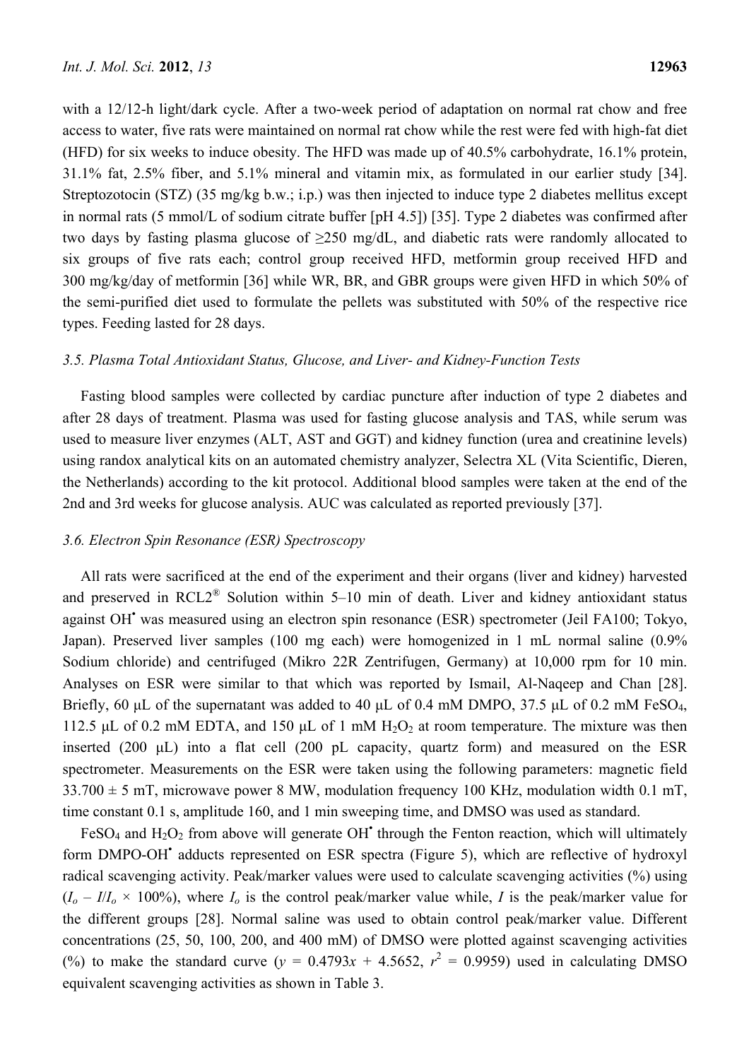with a 12/12-h light/dark cycle. After a two-week period of adaptation on normal rat chow and free access to water, five rats were maintained on normal rat chow while the rest were fed with high-fat diet (HFD) for six weeks to induce obesity. The HFD was made up of 40.5% carbohydrate, 16.1% protein, 31.1% fat, 2.5% fiber, and 5.1% mineral and vitamin mix, as formulated in our earlier study [34]. Streptozotocin (STZ) (35 mg/kg b.w.; i.p.) was then injected to induce type 2 diabetes mellitus except in normal rats (5 mmol/L of sodium citrate buffer [pH 4.5]) [35]. Type 2 diabetes was confirmed after two days by fasting plasma glucose of ≥250 mg/dL, and diabetic rats were randomly allocated to six groups of five rats each; control group received HFD, metformin group received HFD and 300 mg/kg/day of metformin [36] while WR, BR, and GBR groups were given HFD in which 50% of the semi-purified diet used to formulate the pellets was substituted with 50% of the respective rice types. Feeding lasted for 28 days.

### 3.5. Plasma Total Antioxidant Status, Glucose, and Liver- and Kidney-Function Tests

Fasting blood samples were collected by cardiac puncture after induction of type 2 diabetes and after 28 days of treatment. Plasma was used for fasting glucose analysis and TAS, while serum was used to measure liver enzymes (ALT, AST and GGT) and kidney function (urea and creatinine levels) using randox analytical kits on an automated chemistry analyzer, Selectra XL (Vita Scientific, Dieren, the Netherlands) according to the kit protocol. Additional blood samples were taken at the end of the 2nd and 3rd weeks for glucose analysis. AUC was calculated as reported previously [37].

### 3.6. Electron Spin Resonance (ESR) Spectroscopy

All rats were sacrificed at the end of the experiment and their organs (liver and kidney) harvested and preserved in RCL2® Solution within 5–10 min of death. Liver and kidney antioxidant status against $OH^{\bullet}$ was measured using an electron spin resonance (ESR) spectrometer (Jeil FA100; Tokyo, Japan). Preserved liver samples (100 mg each) were homogenized in 1 mL normal saline (0.9% Sodium chloride) and centrifuged (Mikro 22R Zentrifugen, Germany) at 10,000 rpm for 10 min. Analyses on ESR were similar to that which was reported by Ismail, Al-Naqeep and Chan [28]. Briefly, 60 μL of the supernatant was added to 40 μL of 0.4 mM DMPO, 37.5 μL of 0.2 mM $FeSO_4$, 112.5 μL of 0.2 mM EDTA, and 150 μL of 1 mM $H_2O_2$ at room temperature. The mixture was then inserted (200 μL) into a flat cell (200 pL capacity, quartz form) and measured on the ESR spectrometer. Measurements on the ESR were taken using the following parameters: magnetic field 33.700 ± 5 mT, microwave power 8 MW, modulation frequency 100 KHz, modulation width 0.1 mT, time constant 0.1 s, amplitude 160, and 1 min sweeping time, and DMSO was used as standard.

$FeSO_4$ and $H_2O_2$ from above will generate $OH^{\bullet}$ through the Fenton reaction, which will ultimately form DMPO-$OH^{\bullet}$ adducts represented on ESR spectra (Figure 5), which are reflective of hydroxyl radical scavenging activity. Peak/marker values were used to calculate scavenging activities (%) using ($I_o - I/I_o \times 100\%$), where $I_o$ is the control peak/marker value while, $I$ is the peak/marker value for the different groups [28]. Normal saline was used to obtain control peak/marker value. Different concentrations (25, 50, 100, 200, and 400 mM) of DMSO were plotted against scavenging activities (%) to make the standard curve ($y = 0.4793x + 4.5652$, $r^2 = 0.9959$) used in calculating DMSO equivalent scavenging activities as shown in Table 3.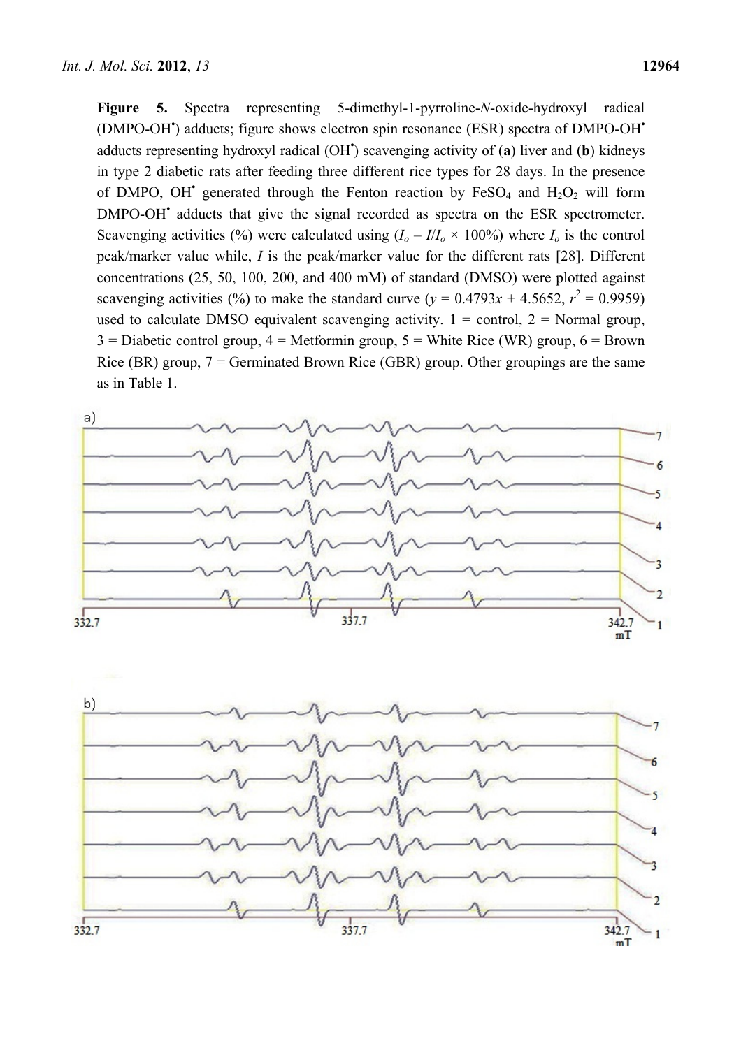**Figure 5.** Spectra representing 5-dimethyl-1-pyrroline-*N*-oxide-hydroxyl radical (DMPO-OH•) adducts; figure shows electron spin resonance (ESR) spectra of DMPO-OH• adducts representing hydroxyl radical (OH•) scavenging activity of (**a**) liver and (**b**) kidneys in type 2 diabetic rats after feeding three different rice types for 28 days. In the presence of DMPO, OH• generated through the Fenton reaction by $FeSO_4$ and $H_2O_2$ will form DMPO-OH• adducts that give the signal recorded as spectra on the ESR spectrometer. Scavenging activities (%) were calculated using ($I_o - I/I_o \times 100\%$) where $I_o$ is the control peak/marker value while, $I$ is the peak/marker value for the different rats [28]. Different concentrations (25, 50, 100, 200, and 400 mM) of standard (DMSO) were plotted against scavenging activities (%) to make the standard curve ($y = 0.4793x + 4.5652$, $r^2 = 0.9959$) used to calculate DMSO equivalent scavenging activity. 1 = control, 2 = Normal group, 3 = Diabetic control group, 4 = Metformin group, 5 = White Rice (WR) group, 6 = Brown Rice (BR) group, 7 = Germinated Brown Rice (GBR) group. Other groupings are the same as in Table 1.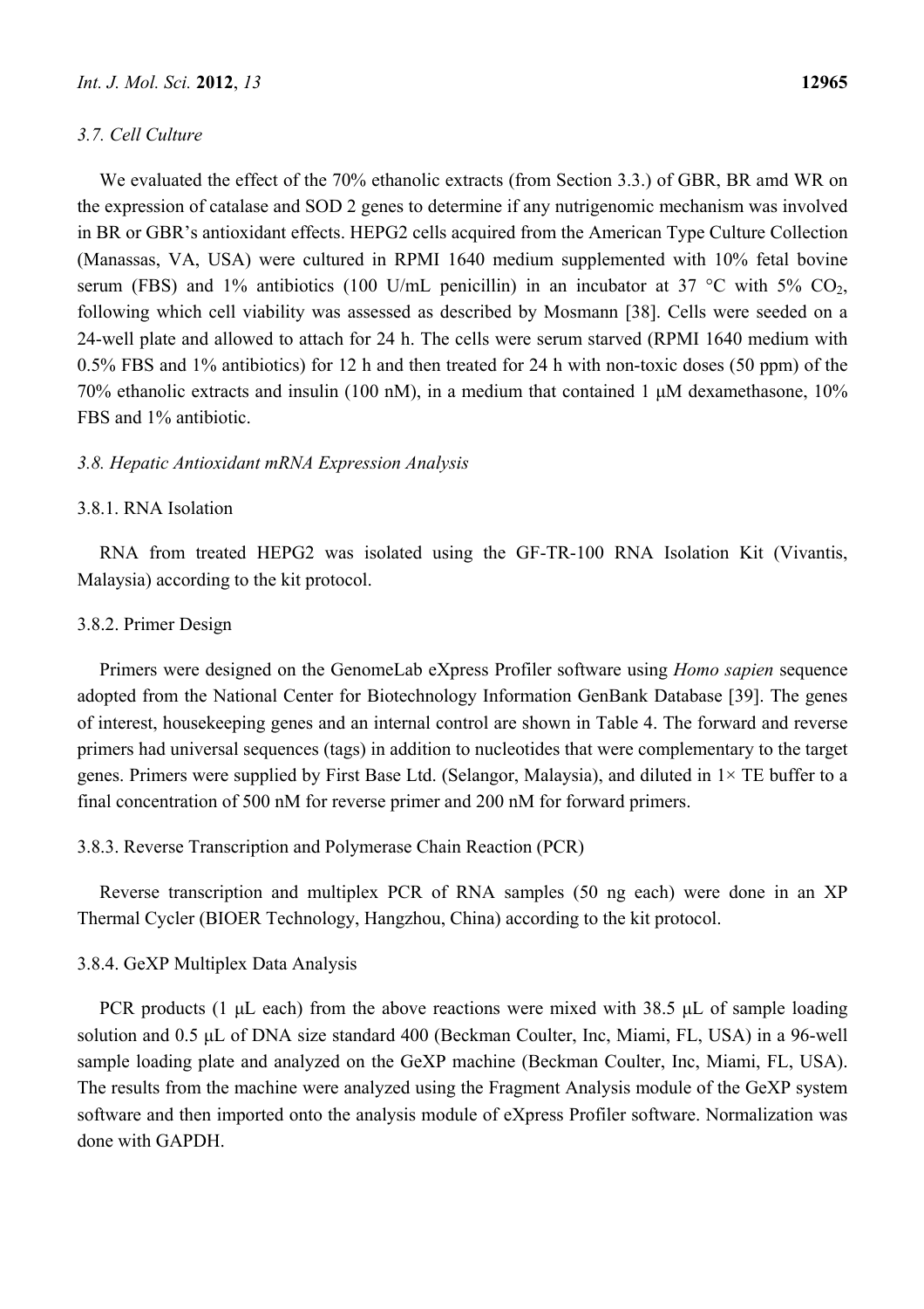### *3.7. Cell Culture*

We evaluated the effect of the 70% ethanolic extracts (from Section 3.3.) of GBR, BR amd WR on the expression of catalase and SOD 2 genes to determine if any nutrigenomic mechanism was involved in BR or GBR's antioxidant effects. HEPG2 cells acquired from the American Type Culture Collection (Manassas, VA, USA) were cultured in RPMI 1640 medium supplemented with 10% fetal bovine serum (FBS) and 1% antibiotics (100 U/mL penicillin) in an incubator at 37 °C with 5% $CO_2$, following which cell viability was assessed as described by Mosmann [38]. Cells were seeded on a 24-well plate and allowed to attach for 24 h. The cells were serum starved (RPMI 1640 medium with 0.5% FBS and 1% antibiotics) for 12 h and then treated for 24 h with non-toxic doses (50 ppm) of the 70% ethanolic extracts and insulin (100 nM), in a medium that contained 1 μM dexamethasone, 10% FBS and 1% antibiotic.

### *3.8. Hepatic Antioxidant mRNA Expression Analysis*

#### 3.8.1. RNA Isolation

RNA from treated HEPG2 was isolated using the GF-TR-100 RNA Isolation Kit (Vivantis, Malaysia) according to the kit protocol.

#### 3.8.2. Primer Design

Primers were designed on the GenomeLab eXpress Profiler software using *Homo sapien* sequence adopted from the National Center for Biotechnology Information GenBank Database [39]. The genes of interest, housekeeping genes and an internal control are shown in Table 4. The forward and reverse primers had universal sequences (tags) in addition to nucleotides that were complementary to the target genes. Primers were supplied by First Base Ltd. (Selangor, Malaysia), and diluted in 1× TE buffer to a final concentration of 500 nM for reverse primer and 200 nM for forward primers.

#### 3.8.3. Reverse Transcription and Polymerase Chain Reaction (PCR)

Reverse transcription and multiplex PCR of RNA samples (50 ng each) were done in an XP Thermal Cycler (BIOER Technology, Hangzhou, China) according to the kit protocol.

#### 3.8.4. GeXP Multiplex Data Analysis

PCR products (1 μL each) from the above reactions were mixed with 38.5 μL of sample loading solution and 0.5 μL of DNA size standard 400 (Beckman Coulter, Inc, Miami, FL, USA) in a 96-well sample loading plate and analyzed on the GeXP machine (Beckman Coulter, Inc, Miami, FL, USA). The results from the machine were analyzed using the Fragment Analysis module of the GeXP system software and then imported onto the analysis module of eXpress Profiler software. Normalization was done with GAPDH.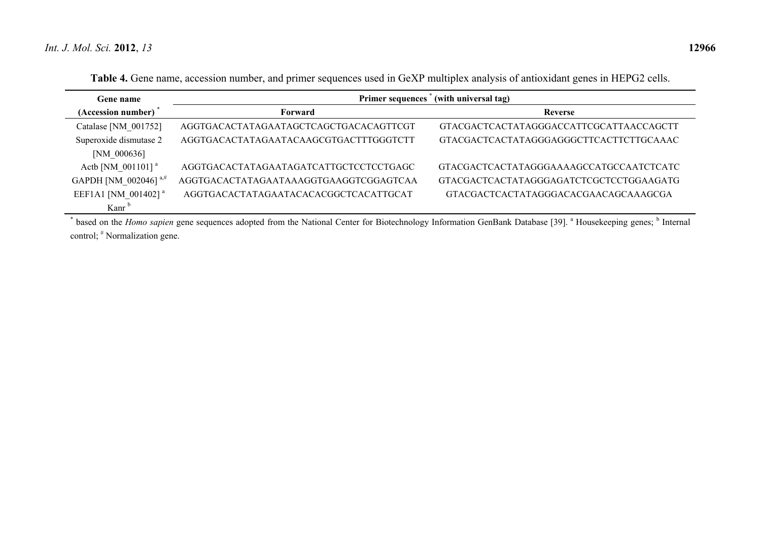**Table 4.** Gene name, accession number, and primer sequences used in GeXP multiplex analysis of antioxidant genes in HEPG2 cells.

| **Gene name** | **Primer sequences** * **(with universal tag)** | |
|---|---|---|
| **(Accession number)** * | **Forward** | **Reverse** |
| Catalase [NM_001752] | AGGTGACACTATAGAATAGCTCAGCTGACACAGTTCGT | GTACGACTCACTATAGGGACCATTCGCATTAACCAGCTT |
| Superoxide dismutase 2 [NM_000636] | AGGTGACACTATAGAATACAAGCGTGACTTTGGGTCTT | GTACGACTCACTATAGGGAGGGCTTCACTTCTTGCAAAC |
| Actb [NM_001101] [a] | AGGTGACACTATAGAATAGATCATTGCTCCTCCTGAGC | GTACGACTCACTATAGGGAAAAGCCATGCCAATCTCATC |
| GAPDH [NM_002046] [a,#] | AGGTGACACTATAGAATAAAGGTGAAGGTCGGAGTCAA | GTACGACTCACTATAGGGAGATCTCGCTCCTGGAAGATG |
| EEF1A1 [NM_001402] [a] | AGGTGACACTATAGAATACACACGGCTCACATTGCAT | GTACGACTCACTATAGGGACACGAACAGCAAAGCGA |
| Kanr [b] | | |

* based on the *Homo sapien* gene sequences adopted from the National Center for Biotechnology Information GenBank Database [39]. [a] Housekeeping genes; [b] Internal control; [#] Normalization gene.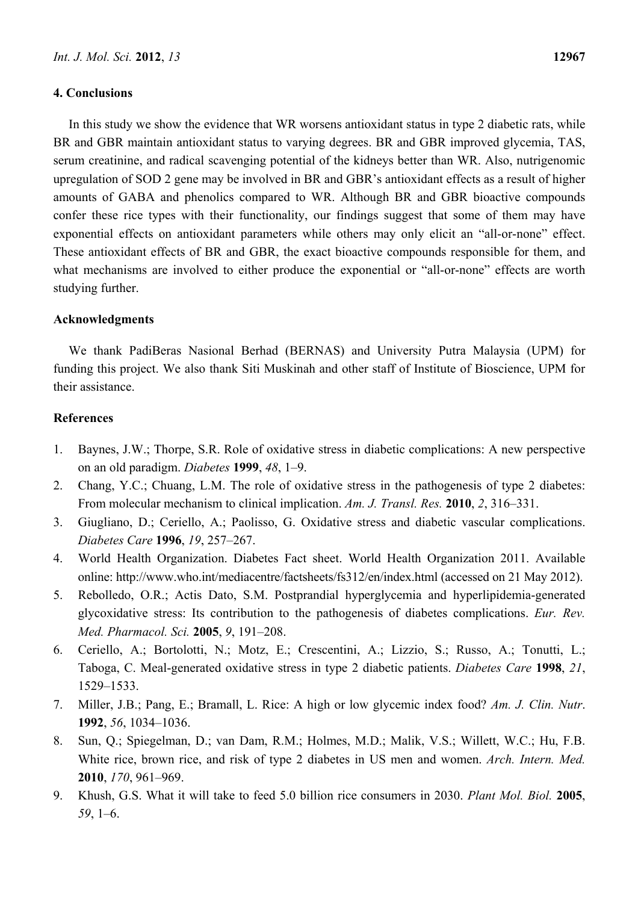## 4. Conclusions

In this study we show the evidence that WR worsens antioxidant status in type 2 diabetic rats, while BR and GBR maintain antioxidant status to varying degrees. BR and GBR improved glycemia, TAS, serum creatinine, and radical scavenging potential of the kidneys better than WR. Also, nutrigenomic upregulation of SOD 2 gene may be involved in BR and GBR's antioxidant effects as a result of higher amounts of GABA and phenolics compared to WR. Although BR and GBR bioactive compounds confer these rice types with their functionality, our findings suggest that some of them may have exponential effects on antioxidant parameters while others may only elicit an "all-or-none" effect. These antioxidant effects of BR and GBR, the exact bioactive compounds responsible for them, and what mechanisms are involved to either produce the exponential or "all-or-none" effects are worth studying further.

## Acknowledgments

We thank PadiBeras Nasional Berhad (BERNAS) and University Putra Malaysia (UPM) for funding this project. We also thank Siti Muskinah and other staff of Institute of Bioscience, UPM for their assistance.

## References

1. Baynes, J.W.; Thorpe, S.R. Role of oxidative stress in diabetic complications: A new perspective on an old paradigm. *Diabetes* **1999**, *48*, 1–9.
2. Chang, Y.C.; Chuang, L.M. The role of oxidative stress in the pathogenesis of type 2 diabetes: From molecular mechanism to clinical implication. *Am. J. Transl. Res.* **2010**, *2*, 316–331.
3. Giugliano, D.; Ceriello, A.; Paolisso, G. Oxidative stress and diabetic vascular complications. *Diabetes Care* **1996**, *19*, 257–267.
4. World Health Organization. Diabetes Fact sheet. World Health Organization 2011. Available online: http://www.who.int/mediacentre/factsheets/fs312/en/index.html (accessed on 21 May 2012).
5. Rebolledo, O.R.; Actis Dato, S.M. Postprandial hyperglycemia and hyperlipidemia-generated glycoxidative stress: Its contribution to the pathogenesis of diabetes complications. *Eur. Rev. Med. Pharmacol. Sci.* **2005**, *9*, 191–208.
6. Ceriello, A.; Bortolotti, N.; Motz, E.; Crescentini, A.; Lizzio, S.; Russo, A.; Tonutti, L.; Taboga, C. Meal-generated oxidative stress in type 2 diabetic patients. *Diabetes Care* **1998**, *21*, 1529–1533.
7. Miller, J.B.; Pang, E.; Bramall, L. Rice: A high or low glycemic index food? *Am. J. Clin. Nutr*. **1992**, *56*, 1034–1036.
8. Sun, Q.; Spiegelman, D.; van Dam, R.M.; Holmes, M.D.; Malik, V.S.; Willett, W.C.; Hu, F.B. White rice, brown rice, and risk of type 2 diabetes in US men and women. *Arch. Intern. Med.* **2010**, *170*, 961–969.
9. Khush, G.S. What it will take to feed 5.0 billion rice consumers in 2030. *Plant Mol. Biol.* **2005**, *59*, 1–6.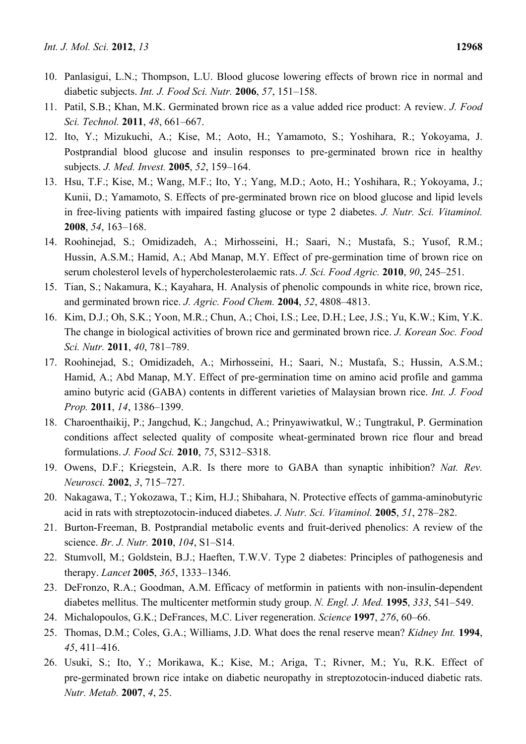10. Panlasigui, L.N.; Thompson, L.U. Blood glucose lowering effects of brown rice in normal and diabetic subjects. *Int. J. Food Sci. Nutr.* **2006**, *57*, 151–158.
11. Patil, S.B.; Khan, M.K. Germinated brown rice as a value added rice product: A review. *J. Food Sci. Technol.* **2011**, *48*, 661–667.
12. Ito, Y.; Mizukuchi, A.; Kise, M.; Aoto, H.; Yamamoto, S.; Yoshihara, R.; Yokoyama, J. Postprandial blood glucose and insulin responses to pre-germinated brown rice in healthy subjects. *J. Med. Invest.* **2005**, *52*, 159–164.
13. Hsu, T.F.; Kise, M.; Wang, M.F.; Ito, Y.; Yang, M.D.; Aoto, H.; Yoshihara, R.; Yokoyama, J.; Kunii, D.; Yamamoto, S. Effects of pre-germinated brown rice on blood glucose and lipid levels in free-living patients with impaired fasting glucose or type 2 diabetes. *J. Nutr. Sci. Vitaminol.* **2008**, *54*, 163–168.
14. Roohinejad, S.; Omidizadeh, A.; Mirhosseini, H.; Saari, N.; Mustafa, S.; Yusof, R.M.; Hussin, A.S.M.; Hamid, A.; Abd Manap, M.Y. Effect of pre-germination time of brown rice on serum cholesterol levels of hypercholesterolaemic rats. *J. Sci. Food Agric.* **2010**, *90*, 245–251.
15. Tian, S.; Nakamura, K.; Kayahara, H. Analysis of phenolic compounds in white rice, brown rice, and germinated brown rice. *J. Agric. Food Chem.* **2004**, *52*, 4808–4813.
16. Kim, D.J.; Oh, S.K.; Yoon, M.R.; Chun, A.; Choi, I.S.; Lee, D.H.; Lee, J.S.; Yu, K.W.; Kim, Y.K. The change in biological activities of brown rice and germinated brown rice. *J. Korean Soc. Food Sci. Nutr.* **2011**, *40*, 781–789.
17. Roohinejad, S.; Omidizadeh, A.; Mirhosseini, H.; Saari, N.; Mustafa, S.; Hussin, A.S.M.; Hamid, A.; Abd Manap, M.Y. Effect of pre-germination time on amino acid profile and gamma amino butyric acid (GABA) contents in different varieties of Malaysian brown rice. *Int. J. Food Prop.* **2011**, *14*, 1386–1399.
18. Charoenthaikij, P.; Jangchud, K.; Jangchud, A.; Prinyawiwatkul, W.; Tungtrakul, P. Germination conditions affect selected quality of composite wheat-germinated brown rice flour and bread formulations. *J. Food Sci.* **2010**, *75*, S312–S318.
19. Owens, D.F.; Kriegstein, A.R. Is there more to GABA than synaptic inhibition? *Nat. Rev. Neurosci.* **2002**, *3*, 715–727.
20. Nakagawa, T.; Yokozawa, T.; Kim, H.J.; Shibahara, N. Protective effects of gamma-aminobutyric acid in rats with streptozotocin-induced diabetes. *J. Nutr. Sci. Vitaminol.* **2005**, *51*, 278–282.
21. Burton-Freeman, B. Postprandial metabolic events and fruit-derived phenolics: A review of the science. *Br. J. Nutr.* **2010**, *104*, S1–S14.
22. Stumvoll, M.; Goldstein, B.J.; Haeften, T.W.V. Type 2 diabetes: Principles of pathogenesis and therapy. *Lancet* **2005**, *365*, 1333–1346.
23. DeFronzo, R.A.; Goodman, A.M. Efficacy of metformin in patients with non-insulin-dependent diabetes mellitus. The multicenter metformin study group. *N. Engl. J. Med.* **1995**, *333*, 541–549.
24. Michalopoulos, G.K.; DeFrances, M.C. Liver regeneration. *Science* **1997**, *276*, 60–66.
25. Thomas, D.M.; Coles, G.A.; Williams, J.D. What does the renal reserve mean? *Kidney Int.* **1994**, *45*, 411–416.
26. Usuki, S.; Ito, Y.; Morikawa, K.; Kise, M.; Ariga, T.; Rivner, M.; Yu, R.K. Effect of pre-germinated brown rice intake on diabetic neuropathy in streptozotocin-induced diabetic rats. *Nutr. Metab.* **2007**, *4*, 25.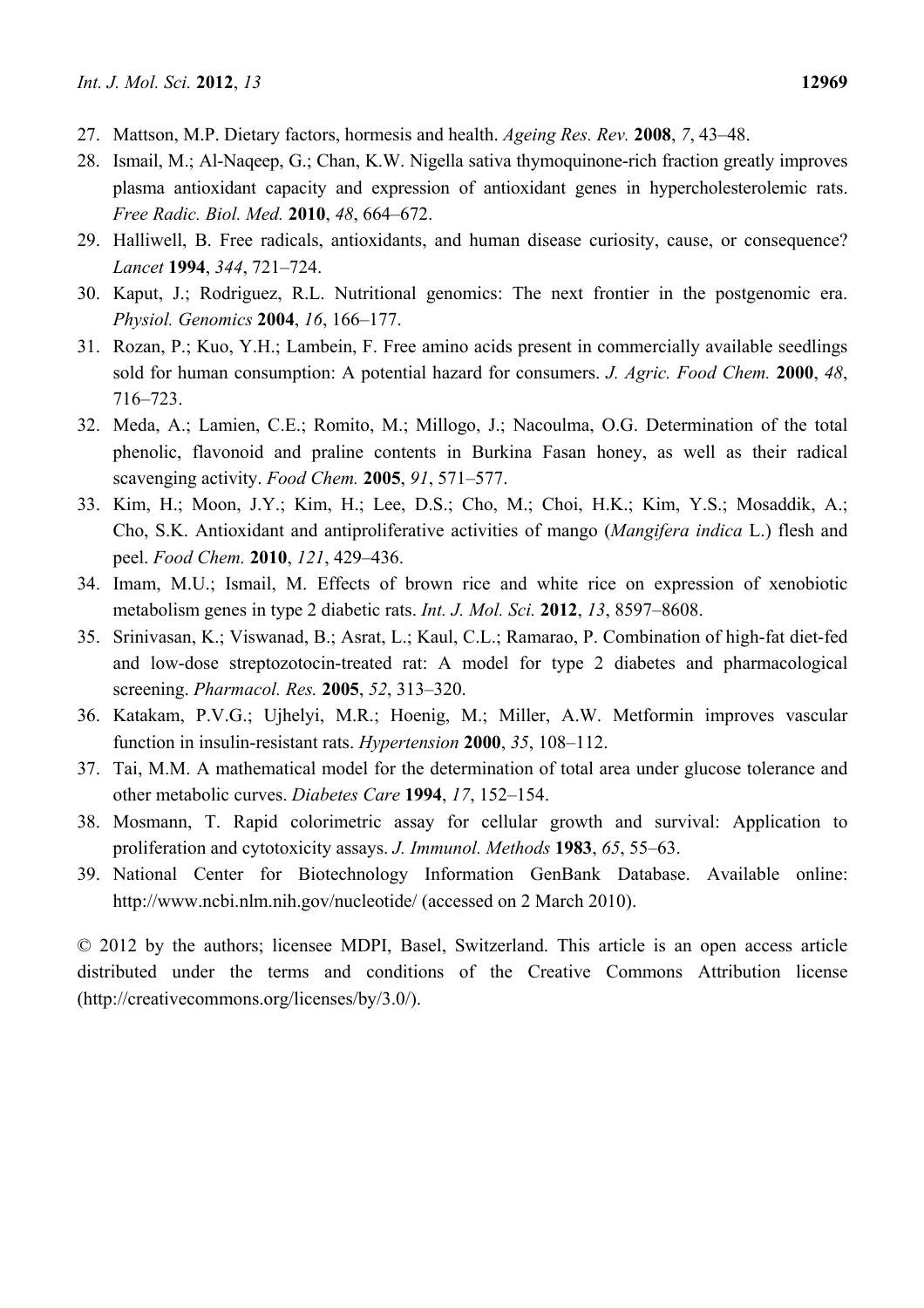27. Mattson, M.P. Dietary factors, hormesis and health. *Ageing Res. Rev.* **2008**, *7*, 43–48.
28. Ismail, M.; Al-Naqeep, G.; Chan, K.W. Nigella sativa thymoquinone-rich fraction greatly improves plasma antioxidant capacity and expression of antioxidant genes in hypercholesterolemic rats. *Free Radic. Biol. Med.* **2010**, *48*, 664–672.
29. Halliwell, B. Free radicals, antioxidants, and human disease curiosity, cause, or consequence? *Lancet* **1994**, *344*, 721–724.
30. Kaput, J.; Rodriguez, R.L. Nutritional genomics: The next frontier in the postgenomic era. *Physiol. Genomics* **2004**, *16*, 166–177.
31. Rozan, P.; Kuo, Y.H.; Lambein, F. Free amino acids present in commercially available seedlings sold for human consumption: A potential hazard for consumers. *J. Agric. Food Chem.* **2000**, *48*, 716–723.
32. Meda, A.; Lamien, C.E.; Romito, M.; Millogo, J.; Nacoulma, O.G. Determination of the total phenolic, flavonoid and praline contents in Burkina Fasan honey, as well as their radical scavenging activity. *Food Chem.* **2005**, *91*, 571–577.
33. Kim, H.; Moon, J.Y.; Kim, H.; Lee, D.S.; Cho, M.; Choi, H.K.; Kim, Y.S.; Mosaddik, A.; Cho, S.K. Antioxidant and antiproliferative activities of mango (*Mangifera indica* L.) flesh and peel. *Food Chem.* **2010**, *121*, 429–436.
34. Imam, M.U.; Ismail, M. Effects of brown rice and white rice on expression of xenobiotic metabolism genes in type 2 diabetic rats. *Int. J. Mol. Sci.* **2012**, *13*, 8597–8608.
35. Srinivasan, K.; Viswanad, B.; Asrat, L.; Kaul, C.L.; Ramarao, P. Combination of high-fat diet-fed and low-dose streptozotocin-treated rat: A model for type 2 diabetes and pharmacological screening. *Pharmacol. Res.* **2005**, *52*, 313–320.
36. Katakam, P.V.G.; Ujhelyi, M.R.; Hoenig, M.; Miller, A.W. Metformin improves vascular function in insulin-resistant rats. *Hypertension* **2000**, *35*, 108–112.
37. Tai, M.M. A mathematical model for the determination of total area under glucose tolerance and other metabolic curves. *Diabetes Care* **1994**, *17*, 152–154.
38. Mosmann, T. Rapid colorimetric assay for cellular growth and survival: Application to proliferation and cytotoxicity assays. *J. Immunol. Methods* **1983**, *65*, 55–63.
39. National Center for Biotechnology Information GenBank Database. Available online: http://www.ncbi.nlm.nih.gov/nucleotide/ (accessed on 2 March 2010).

© 2012 by the authors; licensee MDPI, Basel, Switzerland. This article is an open access article distributed under the terms and conditions of the Creative Commons Attribution license (http://creativecommons.org/licenses/by/3.0/).